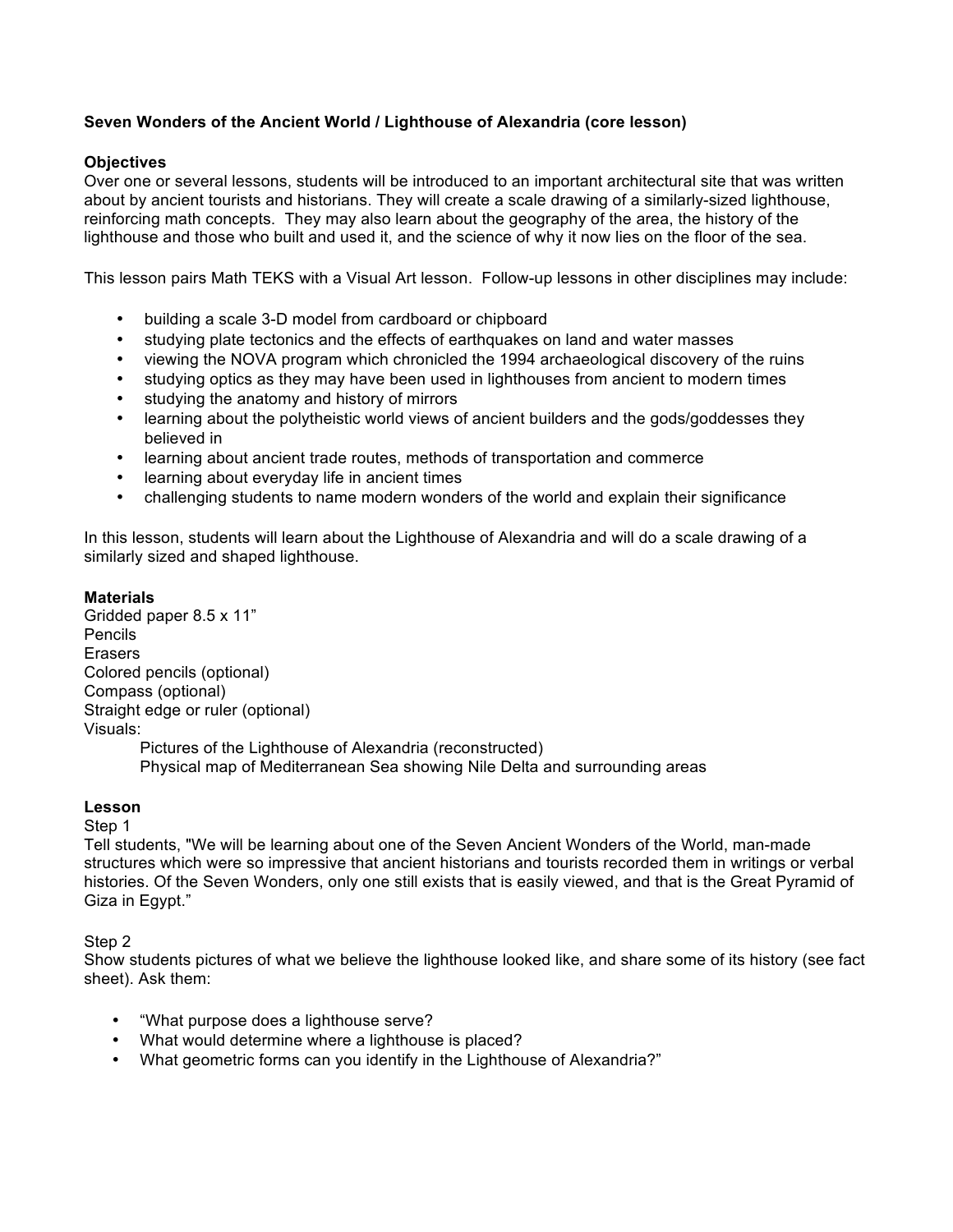**Seven Wonders of the Ancient World / Lighthouse of Alexandria (core lesson)**

**Objectives**

Over one or several lessons, students will be introduced to an important architectural site that was written about by ancient tourists and historians. They will create a scale drawing of a similarly-sized lighthouse, reinforcing math concepts. They may also learn about the geography of the area, the history of the lighthouse and those who built and used it, and the science of why it now lies on the floor of the sea.

This lesson pairs Math TEKS with a Visual Art lesson. Follow-up lessons in other disciplines may include:

- building a scale 3-D model from cardboard or chipboard
- studying plate tectonics and the effects of earthquakes on land and water masses
- viewing the NOVA program which chronicled the 1994 archaeological discovery of the ruins
- studying optics as they may have been used in lighthouses from ancient to modern times
- studying the anatomy and history of mirrors
- learning about the polytheistic world views of ancient builders and the gods/goddesses they believed in
- learning about ancient trade routes, methods of transportation and commerce
- learning about everyday life in ancient times
- challenging students to name modern wonders of the world and explain their significance

In this lesson, students will learn about the Lighthouse of Alexandria and will do a scale drawing of a similarly sized and shaped lighthouse.

**Materials**

Gridded paper 8.5 x 11"
Pencils
Erasers
Colored pencils (optional)
Compass (optional)
Straight edge or ruler (optional)
Visuals:

Pictures of the Lighthouse of Alexandria (reconstructed)
Physical map of Mediterranean Sea showing Nile Delta and surrounding areas

**Lesson**

Step 1

Tell students, "We will be learning about one of the Seven Ancient Wonders of the World, man-made structures which were so impressive that ancient historians and tourists recorded them in writings or verbal histories. Of the Seven Wonders, only one still exists that is easily viewed, and that is the Great Pyramid of Giza in Egypt."

Step 2

Show students pictures of what we believe the lighthouse looked like, and share some of its history (see fact sheet). Ask them:

- "What purpose does a lighthouse serve?
- What would determine where a lighthouse is placed?
- What geometric forms can you identify in the Lighthouse of Alexandria?"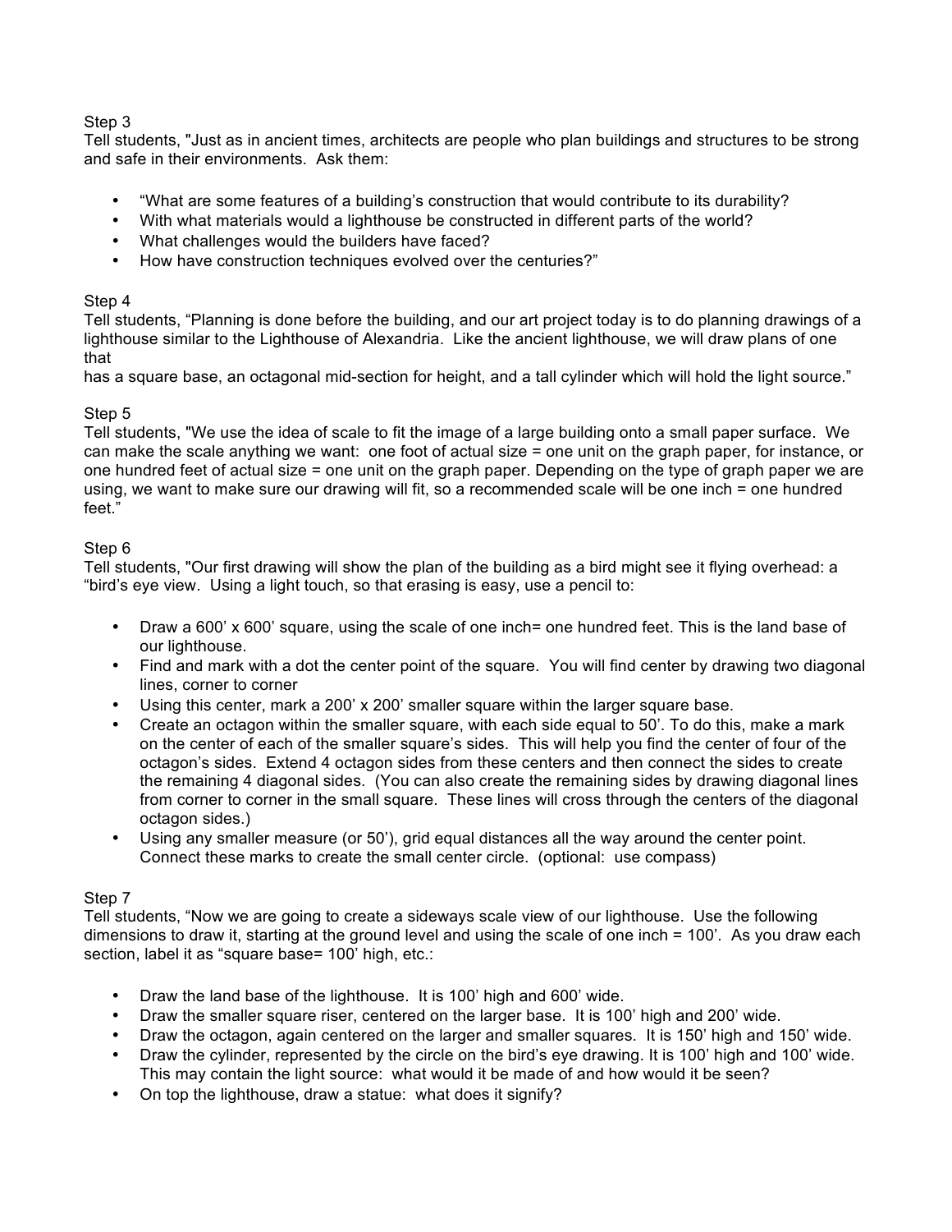Step 3

Tell students, "Just as in ancient times, architects are people who plan buildings and structures to be strong and safe in their environments. Ask them:

- "What are some features of a building's construction that would contribute to its durability?
- With what materials would a lighthouse be constructed in different parts of the world?
- What challenges would the builders have faced?
- How have construction techniques evolved over the centuries?"

Step 4

Tell students, "Planning is done before the building, and our art project today is to do planning drawings of a lighthouse similar to the Lighthouse of Alexandria. Like the ancient lighthouse, we will draw plans of one that
has a square base, an octagonal mid-section for height, and a tall cylinder which will hold the light source."

Step 5

Tell students, "We use the idea of scale to fit the image of a large building onto a small paper surface. We can make the scale anything we want: one foot of actual size = one unit on the graph paper, for instance, or one hundred feet of actual size = one unit on the graph paper. Depending on the type of graph paper we are using, we want to make sure our drawing will fit, so a recommended scale will be one inch = one hundred feet."

Step 6

Tell students, "Our first drawing will show the plan of the building as a bird might see it flying overhead: a "bird's eye view. Using a light touch, so that erasing is easy, use a pencil to:

- Draw a 600' x 600' square, using the scale of one inch= one hundred feet. This is the land base of our lighthouse.
- Find and mark with a dot the center point of the square. You will find center by drawing two diagonal lines, corner to corner
- Using this center, mark a 200' x 200' smaller square within the larger square base.
- Create an octagon within the smaller square, with each side equal to 50'. To do this, make a mark on the center of each of the smaller square's sides. This will help you find the center of four of the octagon's sides. Extend 4 octagon sides from these centers and then connect the sides to create the remaining 4 diagonal sides. (You can also create the remaining sides by drawing diagonal lines from corner to corner in the small square. These lines will cross through the centers of the diagonal octagon sides.)
- Using any smaller measure (or 50'), grid equal distances all the way around the center point. Connect these marks to create the small center circle. (optional: use compass)

Step 7

Tell students, "Now we are going to create a sideways scale view of our lighthouse. Use the following dimensions to draw it, starting at the ground level and using the scale of one inch = 100'. As you draw each section, label it as "square base= 100' high, etc.:

- Draw the land base of the lighthouse. It is 100' high and 600' wide.
- Draw the smaller square riser, centered on the larger base. It is 100' high and 200' wide.
- Draw the octagon, again centered on the larger and smaller squares. It is 150' high and 150' wide.
- Draw the cylinder, represented by the circle on the bird's eye drawing. It is 100' high and 100' wide. This may contain the light source: what would it be made of and how would it be seen?
- On top the lighthouse, draw a statue: what does it signify?